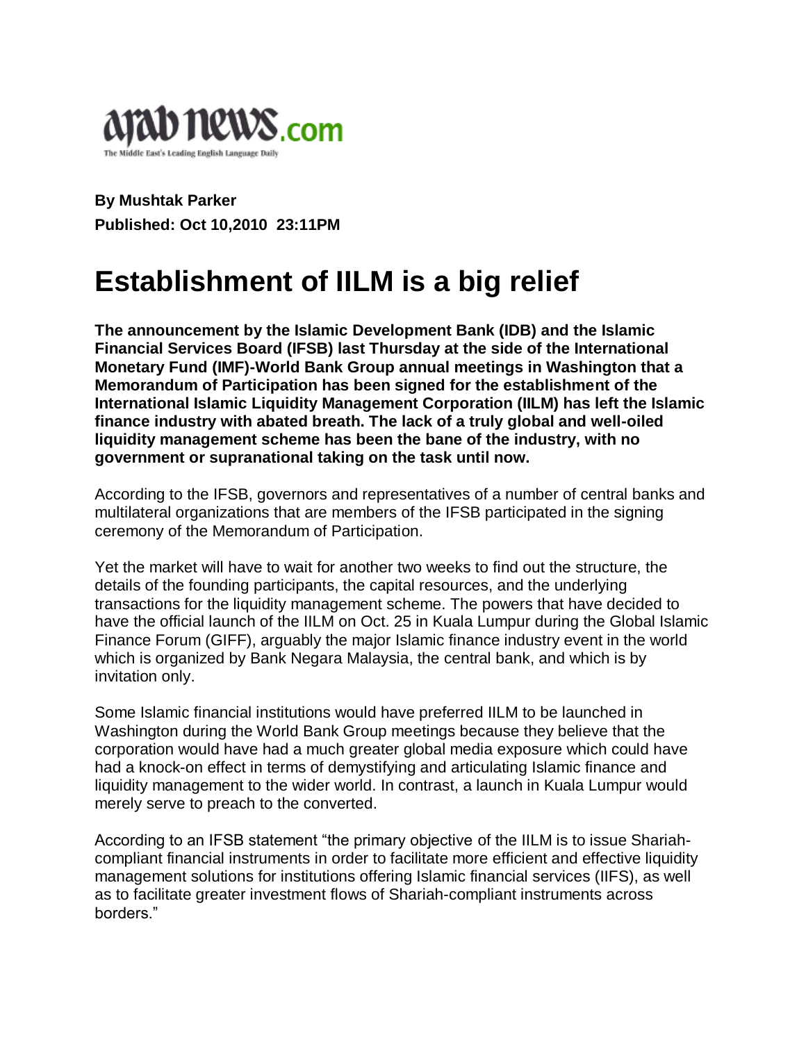arab news.com
The Middle East's Leading English Language Daily

**By Mushtak Parker**
**Published: Oct 10,2010 23:11PM**

# Establishment of IILM is a big relief

**The announcement by the Islamic Development Bank (IDB) and the Islamic Financial Services Board (IFSB) last Thursday at the side of the International Monetary Fund (IMF)-World Bank Group annual meetings in Washington that a Memorandum of Participation has been signed for the establishment of the International Islamic Liquidity Management Corporation (IILM) has left the Islamic finance industry with abated breath. The lack of a truly global and well-oiled liquidity management scheme has been the bane of the industry, with no government or supranational taking on the task until now.**

According to the IFSB, governors and representatives of a number of central banks and multilateral organizations that are members of the IFSB participated in the signing ceremony of the Memorandum of Participation.

Yet the market will have to wait for another two weeks to find out the structure, the details of the founding participants, the capital resources, and the underlying transactions for the liquidity management scheme. The powers that have decided to have the official launch of the IILM on Oct. 25 in Kuala Lumpur during the Global Islamic Finance Forum (GIFF), arguably the major Islamic finance industry event in the world which is organized by Bank Negara Malaysia, the central bank, and which is by invitation only.

Some Islamic financial institutions would have preferred IILM to be launched in Washington during the World Bank Group meetings because they believe that the corporation would have had a much greater global media exposure which could have had a knock-on effect in terms of demystifying and articulating Islamic finance and liquidity management to the wider world. In contrast, a launch in Kuala Lumpur would merely serve to preach to the converted.

According to an IFSB statement "the primary objective of the IILM is to issue Shariah-compliant financial instruments in order to facilitate more efficient and effective liquidity management solutions for institutions offering Islamic financial services (IIFS), as well as to facilitate greater investment flows of Shariah-compliant instruments across borders."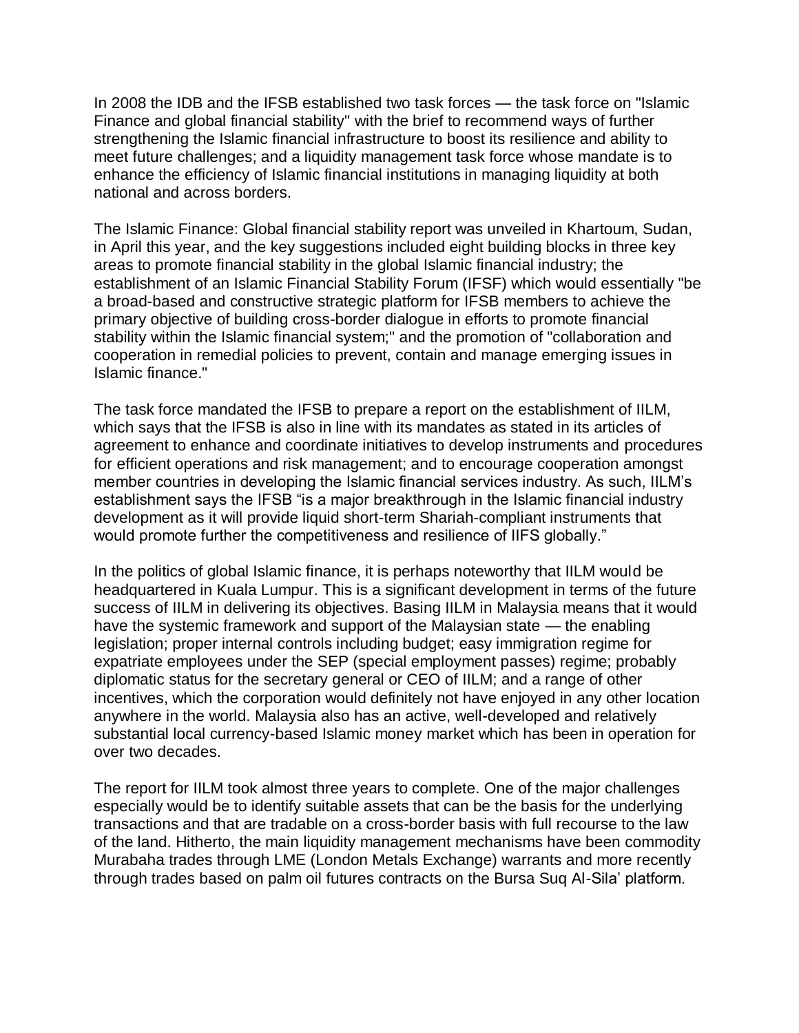In 2008 the IDB and the IFSB established two task forces — the task force on "Islamic Finance and global financial stability" with the brief to recommend ways of further strengthening the Islamic financial infrastructure to boost its resilience and ability to meet future challenges; and a liquidity management task force whose mandate is to enhance the efficiency of Islamic financial institutions in managing liquidity at both national and across borders.

The Islamic Finance: Global financial stability report was unveiled in Khartoum, Sudan, in April this year, and the key suggestions included eight building blocks in three key areas to promote financial stability in the global Islamic financial industry; the establishment of an Islamic Financial Stability Forum (IFSF) which would essentially "be a broad-based and constructive strategic platform for IFSB members to achieve the primary objective of building cross-border dialogue in efforts to promote financial stability within the Islamic financial system;" and the promotion of "collaboration and cooperation in remedial policies to prevent, contain and manage emerging issues in Islamic finance."

The task force mandated the IFSB to prepare a report on the establishment of IILM, which says that the IFSB is also in line with its mandates as stated in its articles of agreement to enhance and coordinate initiatives to develop instruments and procedures for efficient operations and risk management; and to encourage cooperation amongst member countries in developing the Islamic financial services industry. As such, IILM's establishment says the IFSB "is a major breakthrough in the Islamic financial industry development as it will provide liquid short-term Shariah-compliant instruments that would promote further the competitiveness and resilience of IIFS globally."

In the politics of global Islamic finance, it is perhaps noteworthy that IILM would be headquartered in Kuala Lumpur. This is a significant development in terms of the future success of IILM in delivering its objectives. Basing IILM in Malaysia means that it would have the systemic framework and support of the Malaysian state — the enabling legislation; proper internal controls including budget; easy immigration regime for expatriate employees under the SEP (special employment passes) regime; probably diplomatic status for the secretary general or CEO of IILM; and a range of other incentives, which the corporation would definitely not have enjoyed in any other location anywhere in the world. Malaysia also has an active, well-developed and relatively substantial local currency-based Islamic money market which has been in operation for over two decades.

The report for IILM took almost three years to complete. One of the major challenges especially would be to identify suitable assets that can be the basis for the underlying transactions and that are tradable on a cross-border basis with full recourse to the law of the land. Hitherto, the main liquidity management mechanisms have been commodity Murabaha trades through LME (London Metals Exchange) warrants and more recently through trades based on palm oil futures contracts on the Bursa Suq Al-Sila' platform.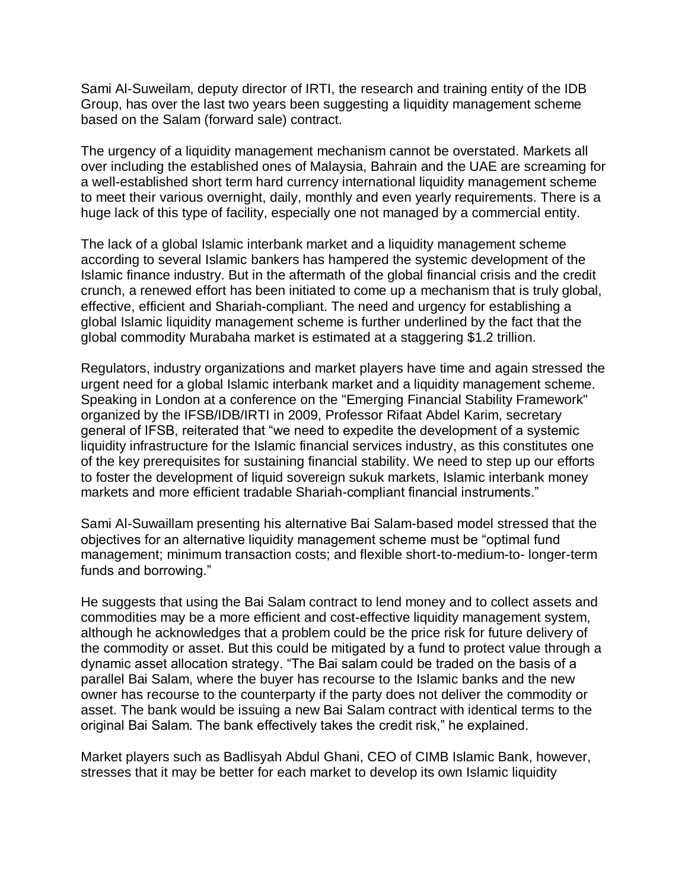Sami Al-Suweilam, deputy director of IRTI, the research and training entity of the IDB Group, has over the last two years been suggesting a liquidity management scheme based on the Salam (forward sale) contract.

The urgency of a liquidity management mechanism cannot be overstated. Markets all over including the established ones of Malaysia, Bahrain and the UAE are screaming for a well-established short term hard currency international liquidity management scheme to meet their various overnight, daily, monthly and even yearly requirements. There is a huge lack of this type of facility, especially one not managed by a commercial entity.

The lack of a global Islamic interbank market and a liquidity management scheme according to several Islamic bankers has hampered the systemic development of the Islamic finance industry. But in the aftermath of the global financial crisis and the credit crunch, a renewed effort has been initiated to come up a mechanism that is truly global, effective, efficient and Shariah-compliant. The need and urgency for establishing a global Islamic liquidity management scheme is further underlined by the fact that the global commodity Murabaha market is estimated at a staggering $1.2 trillion.

Regulators, industry organizations and market players have time and again stressed the urgent need for a global Islamic interbank market and a liquidity management scheme. Speaking in London at a conference on the "Emerging Financial Stability Framework" organized by the IFSB/IDB/IRTI in 2009, Professor Rifaat Abdel Karim, secretary general of IFSB, reiterated that "we need to expedite the development of a systemic liquidity infrastructure for the Islamic financial services industry, as this constitutes one of the key prerequisites for sustaining financial stability. We need to step up our efforts to foster the development of liquid sovereign sukuk markets, Islamic interbank money markets and more efficient tradable Shariah-compliant financial instruments."

Sami Al-Suwaillam presenting his alternative Bai Salam-based model stressed that the objectives for an alternative liquidity management scheme must be "optimal fund management; minimum transaction costs; and flexible short-to-medium-to- longer-term funds and borrowing."

He suggests that using the Bai Salam contract to lend money and to collect assets and commodities may be a more efficient and cost-effective liquidity management system, although he acknowledges that a problem could be the price risk for future delivery of the commodity or asset. But this could be mitigated by a fund to protect value through a dynamic asset allocation strategy. "The Bai salam could be traded on the basis of a parallel Bai Salam, where the buyer has recourse to the Islamic banks and the new owner has recourse to the counterparty if the party does not deliver the commodity or asset. The bank would be issuing a new Bai Salam contract with identical terms to the original Bai Salam. The bank effectively takes the credit risk," he explained.

Market players such as Badlisyah Abdul Ghani, CEO of CIMB Islamic Bank, however, stresses that it may be better for each market to develop its own Islamic liquidity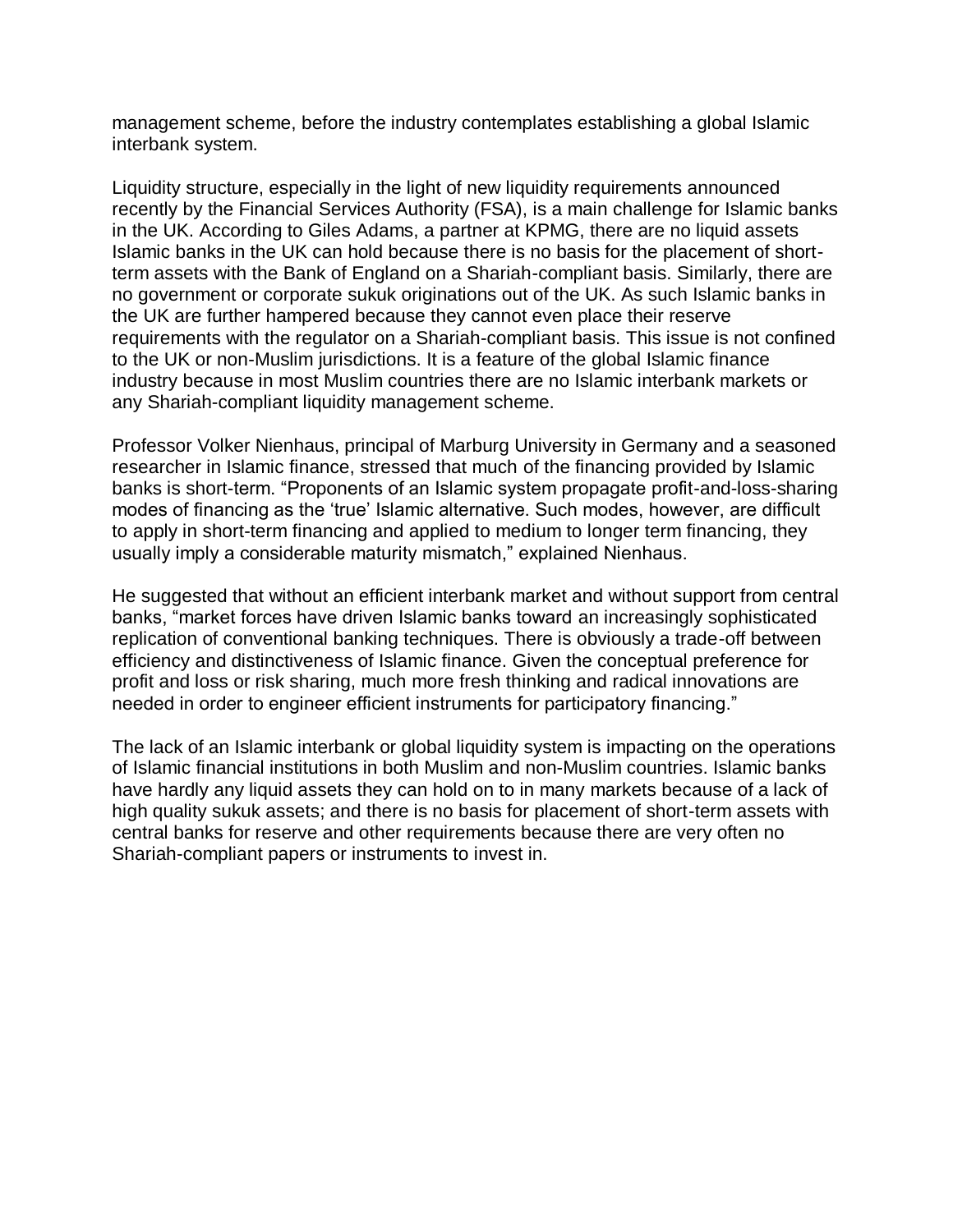management scheme, before the industry contemplates establishing a global Islamic interbank system.

Liquidity structure, especially in the light of new liquidity requirements announced recently by the Financial Services Authority (FSA), is a main challenge for Islamic banks in the UK. According to Giles Adams, a partner at KPMG, there are no liquid assets Islamic banks in the UK can hold because there is no basis for the placement of short-term assets with the Bank of England on a Shariah-compliant basis. Similarly, there are no government or corporate sukuk originations out of the UK. As such Islamic banks in the UK are further hampered because they cannot even place their reserve requirements with the regulator on a Shariah-compliant basis. This issue is not confined to the UK or non-Muslim jurisdictions. It is a feature of the global Islamic finance industry because in most Muslim countries there are no Islamic interbank markets or any Shariah-compliant liquidity management scheme.

Professor Volker Nienhaus, principal of Marburg University in Germany and a seasoned researcher in Islamic finance, stressed that much of the financing provided by Islamic banks is short-term. “Proponents of an Islamic system propagate profit-and-loss-sharing modes of financing as the ‘true’ Islamic alternative. Such modes, however, are difficult to apply in short-term financing and applied to medium to longer term financing, they usually imply a considerable maturity mismatch,” explained Nienhaus.

He suggested that without an efficient interbank market and without support from central banks, “market forces have driven Islamic banks toward an increasingly sophisticated replication of conventional banking techniques. There is obviously a trade-off between efficiency and distinctiveness of Islamic finance. Given the conceptual preference for profit and loss or risk sharing, much more fresh thinking and radical innovations are needed in order to engineer efficient instruments for participatory financing.”

The lack of an Islamic interbank or global liquidity system is impacting on the operations of Islamic financial institutions in both Muslim and non-Muslim countries. Islamic banks have hardly any liquid assets they can hold on to in many markets because of a lack of high quality sukuk assets; and there is no basis for placement of short-term assets with central banks for reserve and other requirements because there are very often no Shariah-compliant papers or instruments to invest in.